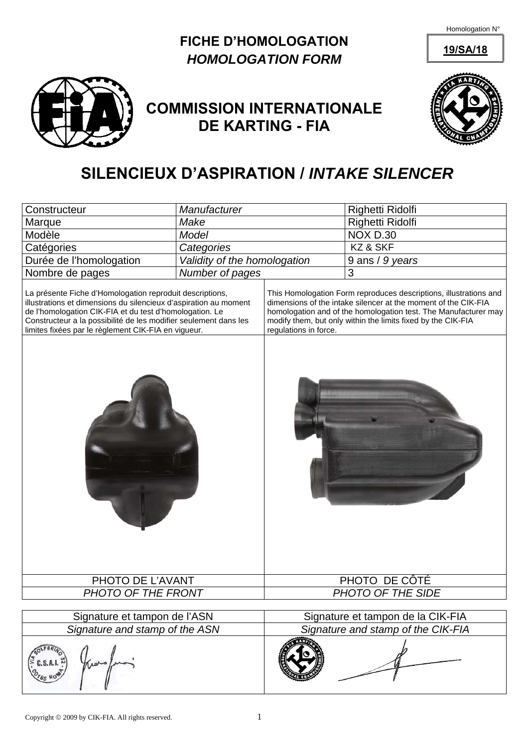Homologation N°

**19/SA/18**

# FICHE D'HOMOLOGATION
## *HOMOLOGATION FORM*

## COMMISSION INTERNATIONALE DE KARTING - FIA

# SILENCIEUX D'ASPIRATION / *INTAKE SILENCER*

| Constructeur | *Manufacturer* | Righetti Ridolfi |
|---|---|---|
| Marque | *Make* | Righetti Ridolfi |
| Modèle | *Model* | NOX D.30 |
| Catégories | *Categories* | KZ & SKF |
| Durée de l'homologation | *Validity of the homologation* | 9 ans / *9 years* |
| Nombre de pages | *Number of pages* | 3 |

La présente Fiche d'Homologation reproduit descriptions, illustrations et dimensions du silencieux d'aspiration au moment de l'homologation CIK-FIA et du test d'homologation. Le Constructeur a la possibilité de les modifier seulement dans les limites fixées par le règlement CIK-FIA en vigueur.

This Homologation Form reproduces descriptions, illustrations and dimensions of the intake silencer at the moment of the CIK-FIA homologation and of the homologation test. The Manufacturer may modify them, but only within the limits fixed by the CIK-FIA regulations in force.

| PHOTO DE L'AVANT | PHOTO DE CÔTÉ |
|---|---|
| *PHOTO OF THE FRONT* | *PHOTO OF THE SIDE* |

| Signature et tampon de l'ASN | Signature et tampon de la CIK-FIA |
|---|---|
| *Signature and stamp of the ASN* | *Signature and stamp of the CIK-FIA* |

Copyright © 2009 by CIK-FIA. All rights reserved.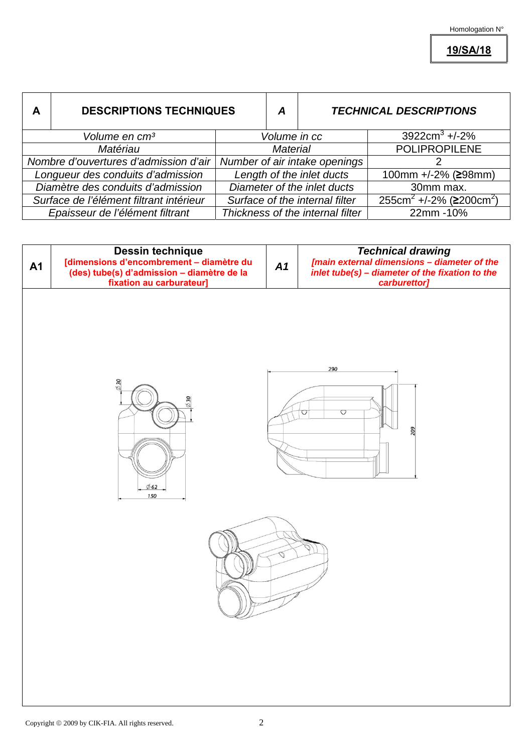Homologation N°

**19/SA/18**

| A | DESCRIPTIONS TECHNIQUES | A | TECHNICAL DESCRIPTIONS |
|---|---|---|---|

| | | |
|---|---|---|
| *Volume en cm³* | *Volume in cc* | 3922cm$^3$ +/-2% |
| *Matériau* | *Material* | POLIPROPILENE |
| *Nombre d'ouvertures d'admission d'air* | *Number of air intake openings* | 2 |
| *Longueur des conduits d'admission* | *Length of the inlet ducts* | 100mm +/-2% (≥98mm) |
| *Diamètre des conduits d'admission* | *Diameter of the inlet ducts* | 30mm max. |
| *Surface de l'élément filtrant intérieur* | *Surface of the internal filter* | 255cm$^2$ +/-2% (≥200cm$^2$) |
| *Epaisseur de l'élément filtrant* | *Thickness of the internal filter* | 22mm -10% |

| A1 | **Dessin technique** **[dimensions d'encombrement – diamètre du (des) tube(s) d'admission – diamètre de la fixation au carburateur]** | A1 | ***Technical drawing*** ***[main external dimensions – diameter of the inlet tube(s) – diameter of the fixation to the carburettor]*** |
|---|---|---|---|

∅30 ∅30 ∅62 150 290 209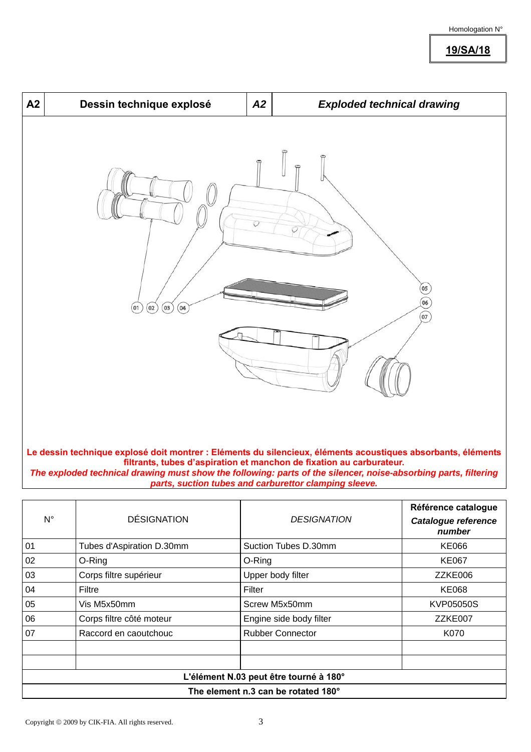Homologation N°

**19/SA/18**

| A2 | Dessin technique explosé | A2 | *Exploded technical drawing* |
|---|---|---|---|

**Le dessin technique explosé doit montrer : Eléments du silencieux, éléments acoustiques absorbants, éléments filtrants, tubes d'aspiration et manchon de fixation au carburateur.**

***The exploded technical drawing must show the following: parts of the silencer, noise-absorbing parts, filtering parts, suction tubes and carburettor clamping sleeve.***

| N° | DÉSIGNATION | *DESIGNATION* | **Référence catalogue** ***Catalogue reference number*** |
|---|---|---|---|
| 01 | Tubes d'Aspiration D.30mm | Suction Tubes D.30mm | KE066 |
| 02 | O-Ring | O-Ring | KE067 |
| 03 | Corps filtre supérieur | Upper body filter | ZZKE006 |
| 04 | Filtre | Filter | KE068 |
| 05 | Vis M5x50mm | Screw M5x50mm | KVP05050S |
| 06 | Corps filtre côté moteur | Engine side body filter | ZZKE007 |
| 07 | Raccord en caoutchouc | Rubber Connector | K070 |
| | | | |
| | | | |

**L'élément N.03 peut être tourné à 180°**

**The element n.3 can be rotated 180°**

Copyright © 2009 by CIK-FIA. All rights reserved.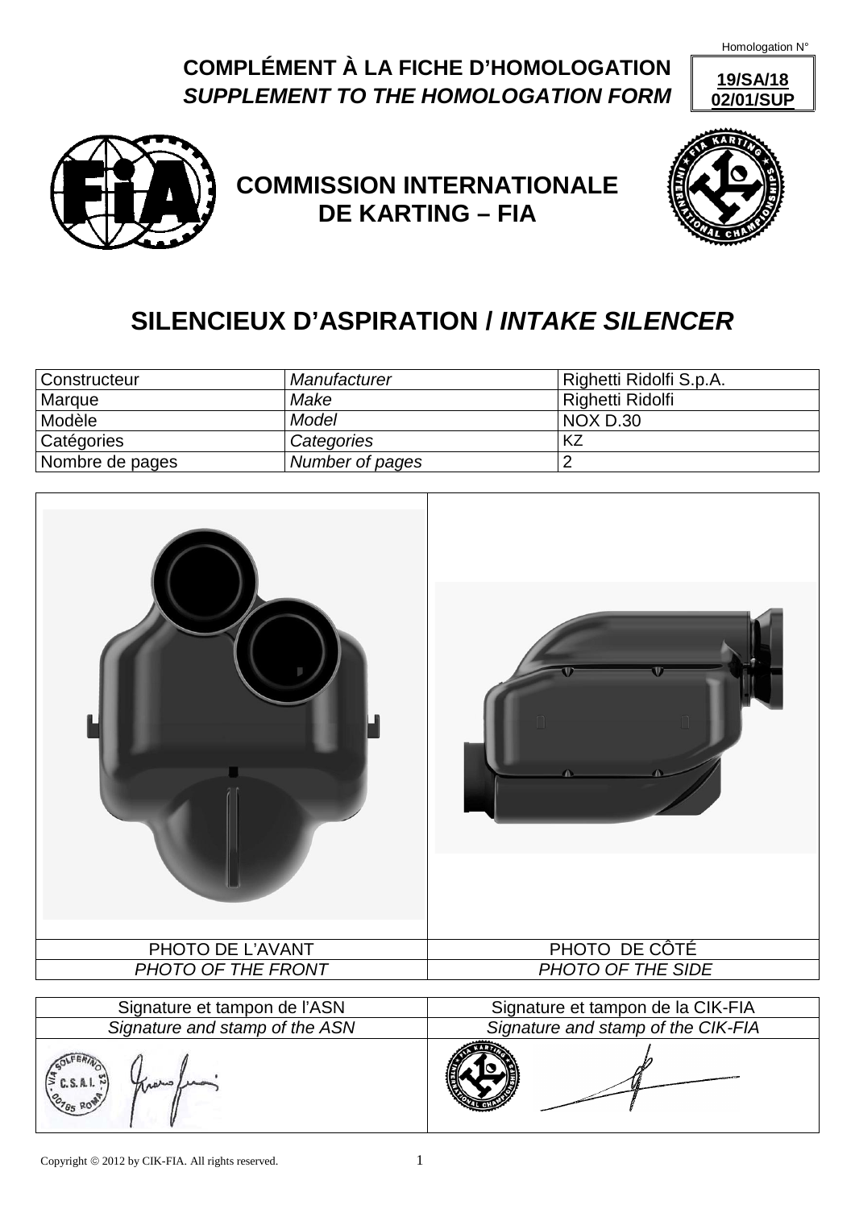Homologation N°

**19/SA/18**
**02/01/SUP**

# COMPLÉMENT À LA FICHE D'HOMOLOGATION
# *SUPPLEMENT TO THE HOMOLOGATION FORM*

## COMMISSION INTERNATIONALE DE KARTING – FIA

## SILENCIEUX D'ASPIRATION / *INTAKE SILENCER*

| Constructeur | *Manufacturer* | Righetti Ridolfi S.p.A. |
|---|---|---|
| Marque | *Make* | Righetti Ridolfi |
| Modèle | *Model* | NOX D.30 |
| Catégories | *Categories* | KZ |
| Nombre de pages | *Number of pages* | 2 |

| PHOTO DE L'AVANT | PHOTO DE CÔTÉ |
|---|---|
| *PHOTO OF THE FRONT* | *PHOTO OF THE SIDE* |

| Signature et tampon de l'ASN | Signature et tampon de la CIK-FIA |
|---|---|
| *Signature and stamp of the ASN* | *Signature and stamp of the CIK-FIA* |

Copyright © 2012 by CIK-FIA. All rights reserved.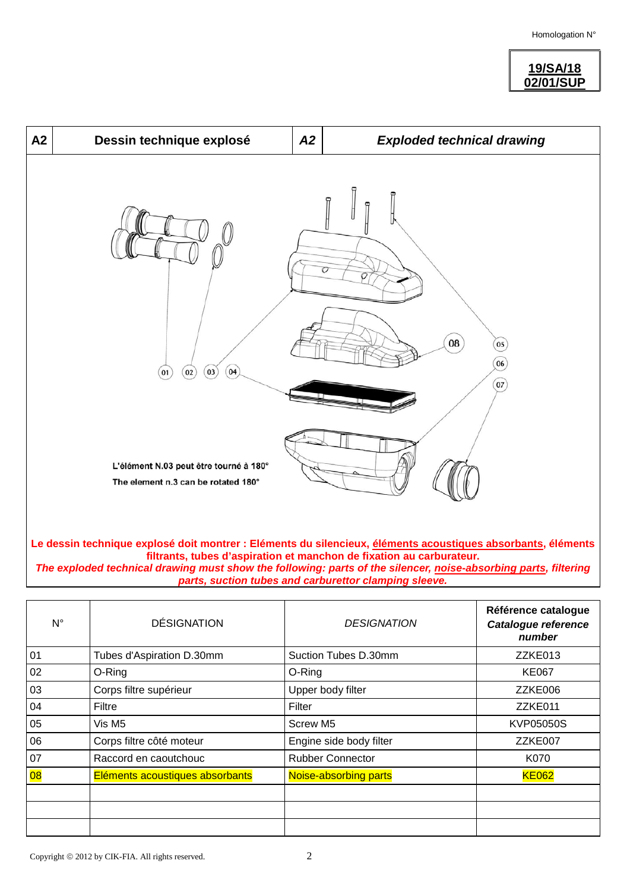Homologation N°

**19/SA/18**
**02/01/SUP**

| A2 | Dessin technique explosé | A2 | *Exploded technical drawing* |
|---|---|---|---|

01 02 03 04 05 06 07 08

L'élément N.03 peut être tourné à 180°

The element n.3 can be rotated 180°

**Le dessin technique explosé doit montrer : Eléments du silencieux, éléments acoustiques absorbants, éléments filtrants, tubes d'aspiration et manchon de fixation au carburateur.**
***The exploded technical drawing must show the following: parts of the silencer, noise-absorbing parts, filtering parts, suction tubes and carburettor clamping sleeve.***

| N° | DÉSIGNATION | *DESIGNATION* | Référence catalogue ***Catalogue reference number*** |
|---|---|---|---|
| 01 | Tubes d'Aspiration D.30mm | Suction Tubes D.30mm | ZZKE013 |
| 02 | O-Ring | O-Ring | KE067 |
| 03 | Corps filtre supérieur | Upper body filter | ZZKE006 |
| 04 | Filtre | Filter | ZZKE011 |
| 05 | Vis M5 | Screw M5 | KVP05050S |
| 06 | Corps filtre côté moteur | Engine side body filter | ZZKE007 |
| 07 | Raccord en caoutchouc | Rubber Connector | K070 |
| 08 | Eléments acoustiques absorbants | Noise-absorbing parts | KE062 |
| | | | |
| | | | |
| | | | |

Copyright © 2012 by CIK-FIA. All rights reserved.